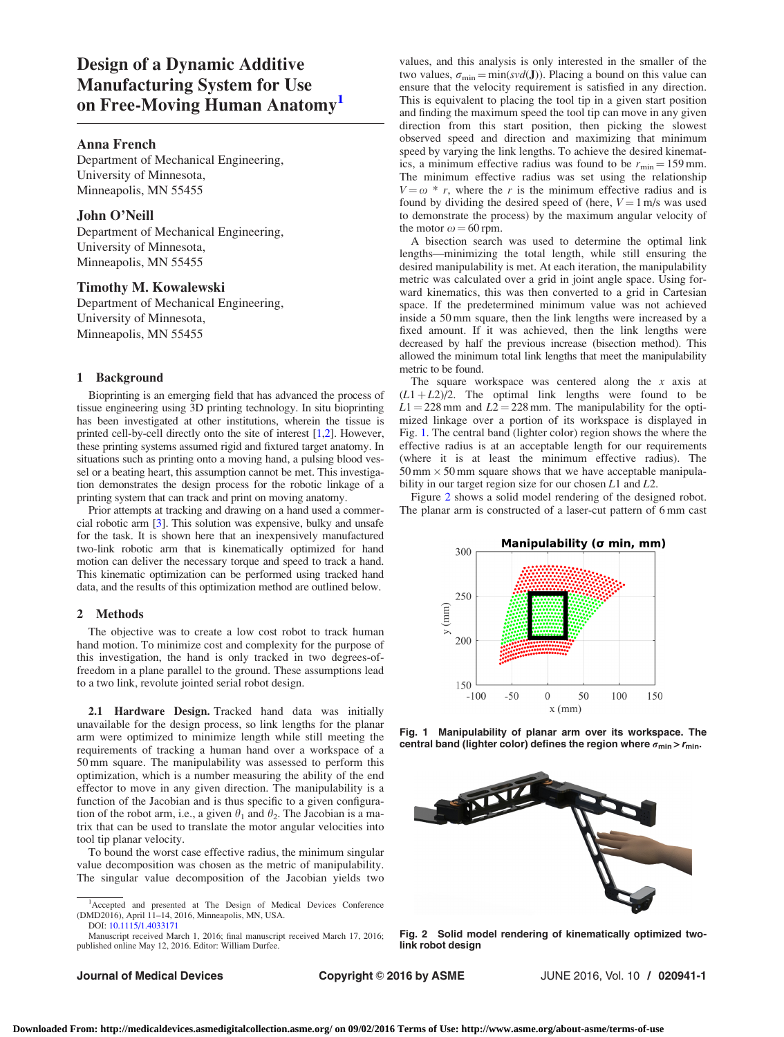# Design of a Dynamic Additive Manufacturing System for Use on Free-Moving Human Anatomy[1]

**Anna French**
Department of Mechanical Engineering,
University of Minnesota,
Minneapolis, MN 55455

**John O'Neill**
Department of Mechanical Engineering,
University of Minnesota,
Minneapolis, MN 55455

**Timothy M. Kowalewski**
Department of Mechanical Engineering,
University of Minnesota,
Minneapolis, MN 55455

## 1 Background

Bioprinting is an emerging field that has advanced the process of tissue engineering using 3D printing technology. In situ bioprinting has been investigated at other institutions, wherein the tissue is printed cell-by-cell directly onto the site of interest [1,2]. However, these printing systems assumed rigid and fixtured target anatomy. In situations such as printing onto a moving hand, a pulsing blood vessel or a beating heart, this assumption cannot be met. This investigation demonstrates the design process for the robotic linkage of a printing system that can track and print on moving anatomy.

Prior attempts at tracking and drawing on a hand used a commercial robotic arm [3]. This solution was expensive, bulky and unsafe for the task. It is shown here that an inexpensively manufactured two-link robotic arm that is kinematically optimized for hand motion can deliver the necessary torque and speed to track a hand. This kinematic optimization can be performed using tracked hand data, and the results of this optimization method are outlined below.

## 2 Methods

The objective was to create a low cost robot to track human hand motion. To minimize cost and complexity for the purpose of this investigation, the hand is only tracked in two degrees-of-freedom in a plane parallel to the ground. These assumptions lead to a two link, revolute jointed serial robot design.

**2.1 Hardware Design.** Tracked hand data was initially unavailable for the design process, so link lengths for the planar arm were optimized to minimize length while still meeting the requirements of tracking a human hand over a workspace of a 50 mm square. The manipulability was assessed to perform this optimization, which is a number measuring the ability of the end effector to move in any given direction. The manipulability is a function of the Jacobian and is thus specific to a given configuration of the robot arm, i.e., a given $\theta_1$ and $\theta_2$. The Jacobian is a matrix that can be used to translate the motor angular velocities into tool tip planar velocity.

To bound the worst case effective radius, the minimum singular value decomposition was chosen as the metric of manipulability. The singular value decomposition of the Jacobian yields two values, and this analysis is only interested in the smaller of the two values, $\sigma_{\min} = \min(svd(\mathbf{J}))$. Placing a bound on this value can ensure that the velocity requirement is satisfied in any direction. This is equivalent to placing the tool tip in a given start position and finding the maximum speed the tool tip can move in any given direction from this start position, then picking the slowest observed speed and maximizing that minimum speed by varying the link lengths. To achieve the desired kinematics, a minimum effective radius was found to be $r_{\min} = 159$ mm. The minimum effective radius was set using the relationship $V = \omega * r$, where the $r$ is the minimum effective radius and is found by dividing the desired speed of (here, $V = 1$ m/s was used to demonstrate the process) by the maximum angular velocity of the motor $\omega = 60$ rpm.

A bisection search was used to determine the optimal link lengths—minimizing the total length, while still ensuring the desired manipulability is met. At each iteration, the manipulability metric was calculated over a grid in joint angle space. Using forward kinematics, this was then converted to a grid in Cartesian space. If the predetermined minimum value was not achieved inside a 50 mm square, then the link lengths were increased by a fixed amount. If it was achieved, then the link lengths were decreased by half the previous increase (bisection method). This allowed the minimum total link lengths that meet the manipulability metric to be found.

The square workspace was centered along the $x$ axis at $(L1 + L2)/2$. The optimal link lengths were found to be $L1 = 228$ mm and $L2 = 228$ mm. The manipulability for the optimized linkage over a portion of its workspace is displayed in Fig. 1. The central band (lighter color) region shows the where the effective radius is at an acceptable length for our requirements (where it is at least the minimum effective radius). The 50 mm × 50 mm square shows that we have acceptable manipulability in our target region size for our chosen $L1$ and $L2$.

Figure 2 shows a solid model rendering of the designed robot. The planar arm is constructed of a laser-cut pattern of 6 mm cast

**Fig. 1 Manipulability of planar arm over its workspace. The central band (lighter color) defines the region where $\sigma_{\min} > r_{\min}$.**

**Fig. 2 Solid model rendering of kinematically optimized two-link robot design**

---

[1]Accepted and presented at The Design of Medical Devices Conference (DMD2016), April 11–14, 2016, Minneapolis, MN, USA.
DOI: 10.1115/1.4033171
Manuscript received March 1, 2016; final manuscript received March 17, 2016; published online May 12, 2016. Editor: William Durfee.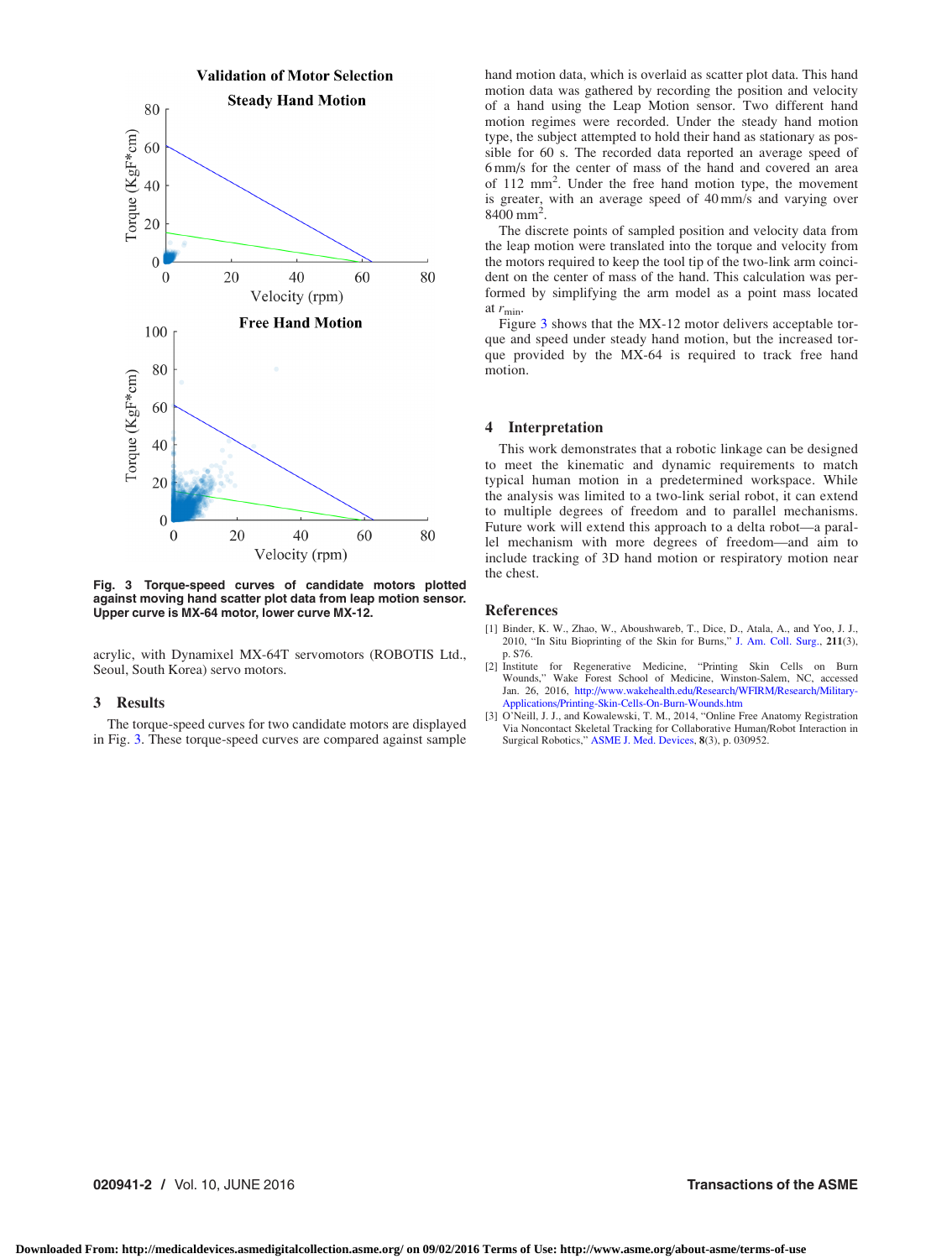Validation of Motor Selection

Steady Hand Motion

Torque (KgF*cm)

80
60
40
20
0

0 20 40 60 80

Velocity (rpm)

Free Hand Motion

Torque (KgF*cm)

100
80
60
40
20
0

0 20 40 60 80

Velocity (rpm)

**Fig. 3 Torque-speed curves of candidate motors plotted against moving hand scatter plot data from leap motion sensor. Upper curve is MX-64 motor, lower curve MX-12.**

acrylic, with Dynamixel MX-64T servomotors (ROBOTIS Ltd., Seoul, South Korea) servo motors.

## 3 Results

The torque-speed curves for two candidate motors are displayed in Fig. 3. These torque-speed curves are compared against sample hand motion data, which is overlaid as scatter plot data. This hand motion data was gathered by recording the position and velocity of a hand using the Leap Motion sensor. Two different hand motion regimes were recorded. Under the steady hand motion type, the subject attempted to hold their hand as stationary as possible for 60 s. The recorded data reported an average speed of 6 mm/s for the center of mass of the hand and covered an area of 112 $mm^2$. Under the free hand motion type, the movement is greater, with an average speed of 40 mm/s and varying over 8400 $mm^2$.

The discrete points of sampled position and velocity data from the leap motion were translated into the torque and velocity from the motors required to keep the tool tip of the two-link arm coincident on the center of mass of the hand. This calculation was performed by simplifying the arm model as a point mass located at $r_{min}$.

Figure 3 shows that the MX-12 motor delivers acceptable torque and speed under steady hand motion, but the increased torque provided by the MX-64 is required to track free hand motion.

## 4 Interpretation

This work demonstrates that a robotic linkage can be designed to meet the kinematic and dynamic requirements to match typical human motion in a predetermined workspace. While the analysis was limited to a two-link serial robot, it can extend to multiple degrees of freedom and to parallel mechanisms. Future work will extend this approach to a delta robot—a parallel mechanism with more degrees of freedom—and aim to include tracking of 3D hand motion or respiratory motion near the chest.

## References

[1] Binder, K. W., Zhao, W., Aboushwareb, T., Dice, D., Atala, A., and Yoo, J. J., 2010, "In Situ Bioprinting of the Skin for Burns," J. Am. Coll. Surg., **211**(3), p. S76.

[2] Institute for Regenerative Medicine, "Printing Skin Cells on Burn Wounds," Wake Forest School of Medicine, Winston-Salem, NC, accessed Jan. 26, 2016, http://www.wakehealth.edu/Research/WFIRM/Research/Military-Applications/Printing-Skin-Cells-On-Burn-Wounds.htm

[3] O'Neill, J. J., and Kowalewski, T. M., 2014, "Online Free Anatomy Registration Via Noncontact Skeletal Tracking for Collaborative Human/Robot Interaction in Surgical Robotics," ASME J. Med. Devices, **8**(3), p. 030952.